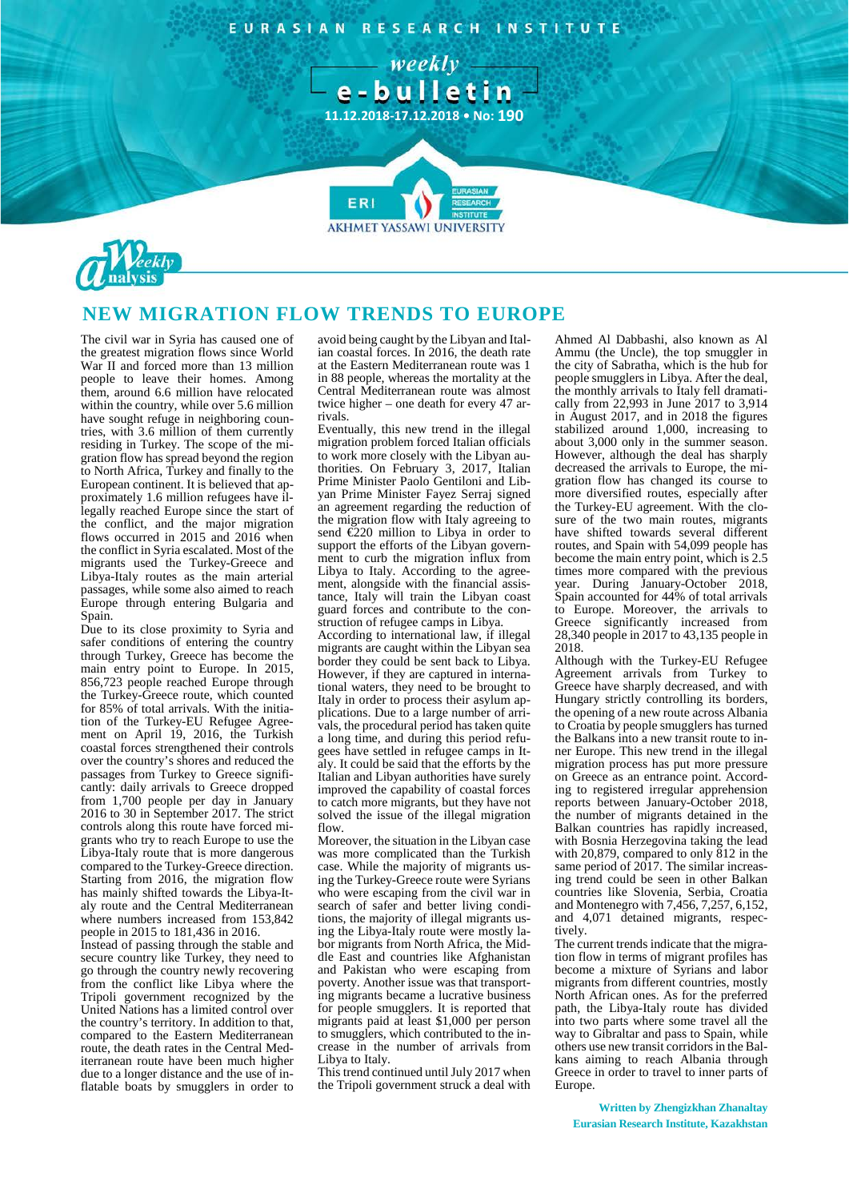EURASIAN RESEARCH INSTITUTE

*weekly* **e-bulletin**

11.12.2018-17.12.2018 • No: 190

*Weekly Analysis*

# NEW MIGRATION FLOW TRENDS TO EUROPE

The civil war in Syria has caused one of the greatest migration flows since World War II and forced more than 13 million people to leave their homes. Among them, around 6.6 million have relocated within the country, while over 5.6 million have sought refuge in neighboring countries, with 3.6 million of them currently residing in Turkey. The scope of the migration flow has spread beyond the region to North Africa, Turkey and finally to the European continent. It is believed that approximately 1.6 million refugees have illegally reached Europe since the start of the conflict, and the major migration flows occurred in 2015 and 2016 when the conflict in Syria escalated. Most of the migrants used the Turkey-Greece and Libya-Italy routes as the main arterial passages, while some also aimed to reach Europe through entering Bulgaria and Spain.

Due to its close proximity to Syria and safer conditions of entering the country through Turkey, Greece has become the main entry point to Europe. In 2015, 856,723 people reached Europe through the Turkey-Greece route, which counted for 85% of total arrivals. With the initiation of the Turkey-EU Refugee Agreement on April 19, 2016, the Turkish coastal forces strengthened their controls over the country's shores and reduced the passages from Turkey to Greece significantly: daily arrivals to Greece dropped from 1,700 people per day in January 2016 to 30 in September 2017. The strict controls along this route have forced migrants who try to reach Europe to use the Libya-Italy route that is more dangerous compared to the Turkey-Greece direction. Starting from 2016, the migration flow has mainly shifted towards the Libya-Italy route and the Central Mediterranean where numbers increased from 153,842 people in 2015 to 181,436 in 2016.

Instead of passing through the stable and secure country like Turkey, they need to go through the country newly recovering from the conflict like Libya where the Tripoli government recognized by the United Nations has a limited control over the country's territory. In addition to that, compared to the Eastern Mediterranean route, the death rates in the Central Mediterranean route have been much higher due to a longer distance and the use of inflatable boats by smugglers in order to avoid being caught by the Libyan and Italian coastal forces. In 2016, the death rate at the Eastern Mediterranean route was 1 in 88 people, whereas the mortality at the Central Mediterranean route was almost twice higher – one death for every 47 arrivals.

Eventually, this new trend in the illegal migration problem forced Italian officials to work more closely with the Libyan authorities. On February 3, 2017, Italian Prime Minister Paolo Gentiloni and Libyan Prime Minister Fayez Serraj signed an agreement regarding the reduction of the migration flow with Italy agreeing to send €220 million to Libya in order to support the efforts of the Libyan government to curb the migration influx from Libya to Italy. According to the agreement, alongside with the financial assistance, Italy will train the Libyan coast guard forces and contribute to the construction of refugee camps in Libya.

According to international law, if illegal migrants are caught within the Libyan sea border they could be sent back to Libya. However, if they are captured in international waters, they need to be brought to Italy in order to process their asylum applications. Due to a large number of arrivals, the procedural period has taken quite a long time, and during this period refugees have settled in refugee camps in Italy. It could be said that the efforts by the Italian and Libyan authorities have surely improved the capability of coastal forces to catch more migrants, but they have not solved the issue of the illegal migration flow.

Moreover, the situation in the Libyan case was more complicated than the Turkish case. While the majority of migrants using the Turkey-Greece route were Syrians who were escaping from the civil war in search of safer and better living conditions, the majority of illegal migrants using the Libya-Italy route were mostly labor migrants from North Africa, the Middle East and countries like Afghanistan and Pakistan who were escaping from poverty. Another issue was that transporting migrants became a lucrative business for people smugglers. It is reported that migrants paid at least $1,000 per person to smugglers, which contributed to the increase in the number of arrivals from Libya to Italy.

This trend continued until July 2017 when the Tripoli government struck a deal with Ahmed Al Dabbashi, also known as Al Ammu (the Uncle), the top smuggler in the city of Sabratha, which is the hub for people smugglers in Libya. After the deal, the monthly arrivals to Italy fell dramatically from 22,993 in June 2017 to 3,914 in August 2017, and in 2018 the figures stabilized around 1,000, increasing to about 3,000 only in the summer season. However, although the deal has sharply decreased the arrivals to Europe, the migration flow has changed its course to more diversified routes, especially after the Turkey-EU agreement. With the closure of the two main routes, migrants have shifted towards several different routes, and Spain with 54,099 people has become the main entry point, which is 2.5 times more compared with the previous year. During January-October 2018, Spain accounted for 44% of total arrivals to Europe. Moreover, the arrivals to Greece significantly increased from 28,340 people in 2017 to 43,135 people in 2018.

Although with the Turkey-EU Refugee Agreement arrivals from Turkey to Greece have sharply decreased, and with Hungary strictly controlling its borders, the opening of a new route across Albania to Croatia by people smugglers has turned the Balkans into a new transit route to inner Europe. This new trend in the illegal migration process has put more pressure on Greece as an entrance point. According to registered irregular apprehension reports between January-October 2018, the number of migrants detained in the Balkan countries has rapidly increased, with Bosnia Herzegovina taking the lead with 20,879, compared to only 812 in the same period of 2017. The similar increasing trend could be seen in other Balkan countries like Slovenia, Serbia, Croatia and Montenegro with 7,456, 7,257, 6,152, and 4,071 detained migrants, respectively.

The current trends indicate that the migration flow in terms of migrant profiles has become a mixture of Syrians and labor migrants from different countries, mostly North African ones. As for the preferred path, the Libya-Italy route has divided into two parts where some travel all the way to Gibraltar and pass to Spain, while others use new transit corridors in the Balkans aiming to reach Albania through Greece in order to travel to inner parts of Europe.

**Written by Zhengizkhan Zhanaltay**
**Eurasian Research Institute, Kazakhstan**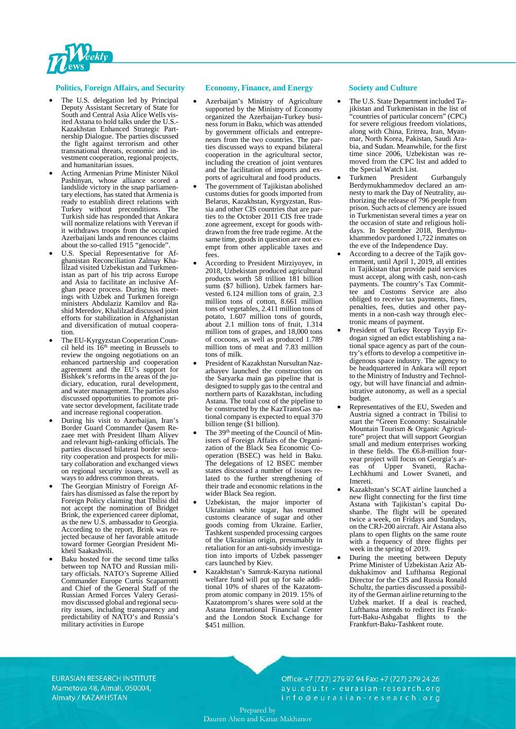## Politics, Foreign Affairs, and Security

- The U.S. delegation led by Principal Deputy Assistant Secretary of State for South and Central Asia Alice Wells visited Astana to hold talks under the U.S.-Kazakhstan Enhanced Strategic Partnership Dialogue. The parties discussed the fight against terrorism and other transnational threats, economic and investment cooperation, regional projects, and humanitarian issues.
- Acting Armenian Prime Minister Nikol Pashinyan, whose alliance scored a landslide victory in the snap parliamentary elections, has stated that Armenia is ready to establish direct relations with Turkey without preconditions. The Turkish side has responded that Ankara will normalize relations with Yerevan if it withdraws troops from the occupied Azerbaijani lands and renounces claims about the so-called 1915 "genocide".
- U.S. Special Representative for Afghanistan Reconciliation Zalmay Khalilzad visited Uzbekistan and Turkmenistan as part of his trip across Europe and Asia to facilitate an inclusive Afghan peace process. During his meetings with Uzbek and Turkmen foreign ministers Abdulaziz Kamilov and Rashid Meredov, Khalilzad discussed joint efforts for stabilization in Afghanistan and diversification of mutual cooperation.
- The EU-Kyrgyzstan Cooperation Council held its 16th meeting in Brussels to review the ongoing negotiations on an enhanced partnership and cooperation agreement and the EU's support for Bishkek's reforms in the areas of the judiciary, education, rural development, and water management. The parties also discussed opportunities to promote private sector development, facilitate trade and increase regional cooperation.
- During his visit to Azerbaijan, Iran's Border Guard Commander Qasem Rezaee met with President Ilham Aliyev and relevant high-ranking officials. The parties discussed bilateral border security cooperation and prospects for military collaboration and exchanged views on regional security issues, as well as ways to address common threats.
- The Georgian Ministry of Foreign Affairs has dismissed as false the report by Foreign Policy claiming that Tbilisi did not accept the nomination of Bridget Brink, the experienced career diplomat, as the new U.S. ambassador to Georgia. According to the report, Brink was rejected because of her favorable attitude toward former Georgian President Mikheil Saakashvili.
- Baku hosted for the second time talks between top NATO and Russian military officials. NATO's Supreme Allied Commander Europe Curtis Scaparrotti and Chief of the General Staff of the Russian Armed Forces Valery Gerasimov discussed global and regional security issues, including transparency and predictability of NATO's and Russia's military activities in Europe

## Economy, Finance, and Energy

- Azerbaijan's Ministry of Agriculture supported by the Ministry of Economy organized the Azerbaijan-Turkey business forum in Baku, which was attended by government officials and entrepreneurs from the two countries. The parties discussed ways to expand bilateral cooperation in the agricultural sector, including the creation of joint ventures and the facilitation of imports and exports of agricultural and food products.
- The government of Tajikistan abolished customs duties for goods imported from Belarus, Kazakhstan, Kyrgyzstan, Russia and other CIS countries that are parties to the October 2011 CIS free trade zone agreement, except for goods withdrawn from the free trade regime. At the same time, goods in question are not exempt from other applicable taxes and fees.
- According to President Mirziyoyev, in 2018, Uzbekistan produced agricultural products worth 58 trillion 181 billion sums ($7 billion). Uzbek farmers harvested 6.124 million tons of grain, 2.3 million tons of cotton, 8.661 million tons of vegetables, 2.411 million tons of potato, 1.607 million tons of gourds, about 2.1 million tons of fruit, 1.314 million tons of grapes, and 18,000 tons of cocoons, as well as produced 1.789 million tons of meat and 7.83 million tons of milk.
- President of Kazakhstan Nursultan Nazarbayev launched the construction on the Saryarka main gas pipeline that is designed to supply gas to the central and northern parts of Kazakhstan, including Astana. The total cost of the pipeline to be constructed by the KazTransGas national company is expected to equal 370 billion tenge ($1 billion).
- The 39th meeting of the Council of Ministers of Foreign Affairs of the Organization of the Black Sea Economic Cooperation (BSEC) was held in Baku. The delegations of 12 BSEC member states discussed a number of issues related to the further strengthening of their trade and economic relations in the wider Black Sea region.
- Uzbekistan, the major importer of Ukrainian white sugar, has resumed customs clearance of sugar and other goods coming from Ukraine. Earlier, Tashkent suspended processing cargoes of the Ukrainian origin, presumably in retaliation for an anti-subsidy investigation into imports of Uzbek passenger cars launched by Kiev.
- Kazakhstan's Samruk-Kazyna national welfare fund will put up for sale additional 10% of shares of the Kazatomprom atomic company in 2019. 15% of Kazatomprom's shares were sold at the Astana International Financial Center and the London Stock Exchange for $451 million.

## Society and Culture

- The U.S. State Department included Tajikistan and Turkmenistan in the list of "countries of particular concern" (CPC) for severe religious freedom violations, along with China, Eritrea, Iran, Myanmar, North Korea, Pakistan, Saudi Arabia, and Sudan. Meanwhile, for the first time since 2006, Uzbekistan was removed from the CPC list and added to the Special Watch List.
- Turkmen President Gurbanguly Berdymukhammedov declared an amnesty to mark the Day of Neutrality, authorizing the release of 796 people from prison. Such acts of clemency are issued in Turkmenistan several times a year on the occasion of state and religious holidays. In September 2018, Berdymukhammedov pardoned 1,722 inmates on the eve of the Independence Day.
- According to a decree of the Tajik government, until April 1, 2019, all entities in Tajikistan that provide paid services must accept, along with cash, non-cash payments. The country's Tax Committee and Customs Service are also obliged to receive tax payments, fines, penalties, fees, duties and other payments in a non-cash way through electronic means of payment.
- President of Turkey Recep Tayyip Erdogan signed an edict establishing a national space agency as part of the country's efforts to develop a competitive indigenous space industry. The agency to be headquartered in Ankara will report to the Ministry of Industry and Technology, but will have financial and administrative autonomy, as well as a special budget.
- Representatives of the EU, Sweden and Austria signed a contract in Tbilisi to start the "Green Economy: Sustainable Mountain Tourism & Organic Agriculture" project that will support Georgian small and medium enterprises working in these fields. The €6.8-million four-year project will focus on Georgia's areas of Upper Svaneti, Racha-Lechkhumi and Lower Svaneti, and Imereti.
- Kazakhstan's SCAT airline launched a new flight connecting for the first time Astana with Tajikistan's capital Dushanbe. The flight will be operated twice a week, on Fridays and Sundays, on the CRJ-200 aircraft. Air Astana also plans to open flights on the same route with a frequency of three flights per week in the spring of 2019.
- During the meeting between Deputy Prime Minister of Uzbekistan Aziz Abdukhakimov and Lufthansa Regional Director for the CIS and Russia Ronald Schultz, the parties discussed a possibility of the German airline returning to the Uzbek market. If a deal is reached, Lufthansa intends to redirect its Frankfurt-Baku-Ashgabat flights to the Frankfurt-Baku-Tashkent route.

EURASIAN RESEARCH INSTITUTE
Mametova 48, Almali, 050004,
Almaty / KAZAKHSTAN

Office: +7 (727) 279 97 94 Fax: +7 (727) 279 24 26
ayu.edu.tr • eurasian-research.org
info@eurasian-research.org

Prepared by
Dauren Aben and Kanat Makhanov